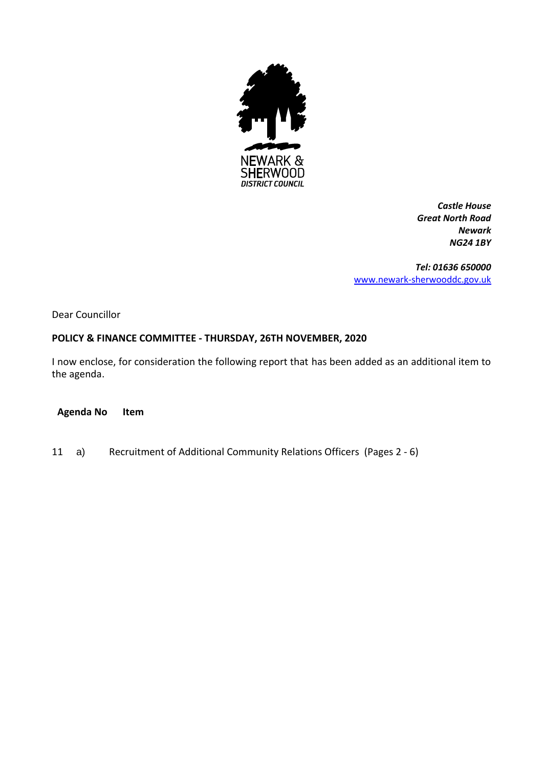NEWARK & SHERWOOD
*DISTRICT COUNCIL*

***Castle House***
***Great North Road***
***Newark***
***NG24 1BY***

***Tel: 01636 650000***
www.newark-sherwooddc.gov.uk

Dear Councillor

**POLICY & FINANCE COMMITTEE - THURSDAY, 26TH NOVEMBER, 2020**

I now enclose, for consideration the following report that has been added as an additional item to the agenda.

| **Agenda No** | **Item** |
|---|---|
| 11 a) | Recruitment of Additional Community Relations Officers (Pages 2 - 6) |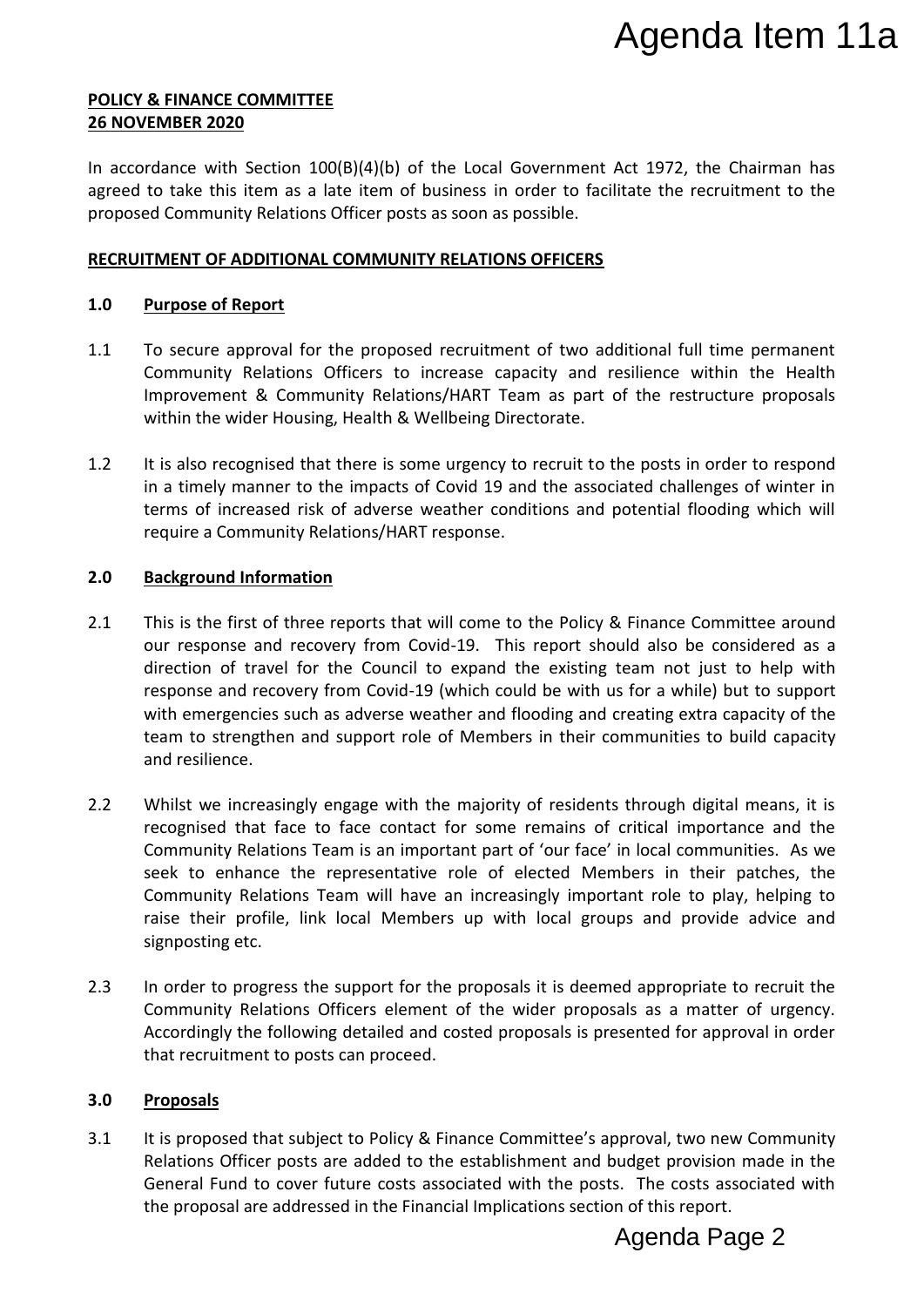**POLICY & FINANCE COMMITTEE**
**26 NOVEMBER 2020**

In accordance with Section 100(B)(4)(b) of the Local Government Act 1972, the Chairman has agreed to take this item as a late item of business in order to facilitate the recruitment to the proposed Community Relations Officer posts as soon as possible.

**RECRUITMENT OF ADDITIONAL COMMUNITY RELATIONS OFFICERS**

## 1.0 Purpose of Report

1.1 To secure approval for the proposed recruitment of two additional full time permanent Community Relations Officers to increase capacity and resilience within the Health Improvement & Community Relations/HART Team as part of the restructure proposals within the wider Housing, Health & Wellbeing Directorate.

1.2 It is also recognised that there is some urgency to recruit to the posts in order to respond in a timely manner to the impacts of Covid 19 and the associated challenges of winter in terms of increased risk of adverse weather conditions and potential flooding which will require a Community Relations/HART response.

## 2.0 Background Information

2.1 This is the first of three reports that will come to the Policy & Finance Committee around our response and recovery from Covid-19. This report should also be considered as a direction of travel for the Council to expand the existing team not just to help with response and recovery from Covid-19 (which could be with us for a while) but to support with emergencies such as adverse weather and flooding and creating extra capacity of the team to strengthen and support role of Members in their communities to build capacity and resilience.

2.2 Whilst we increasingly engage with the majority of residents through digital means, it is recognised that face to face contact for some remains of critical importance and the Community Relations Team is an important part of 'our face' in local communities. As we seek to enhance the representative role of elected Members in their patches, the Community Relations Team will have an increasingly important role to play, helping to raise their profile, link local Members up with local groups and provide advice and signposting etc.

2.3 In order to progress the support for the proposals it is deemed appropriate to recruit the Community Relations Officers element of the wider proposals as a matter of urgency. Accordingly the following detailed and costed proposals is presented for approval in order that recruitment to posts can proceed.

## 3.0 Proposals

3.1 It is proposed that subject to Policy & Finance Committee's approval, two new Community Relations Officer posts are added to the establishment and budget provision made in the General Fund to cover future costs associated with the posts. The costs associated with the proposal are addressed in the Financial Implications section of this report.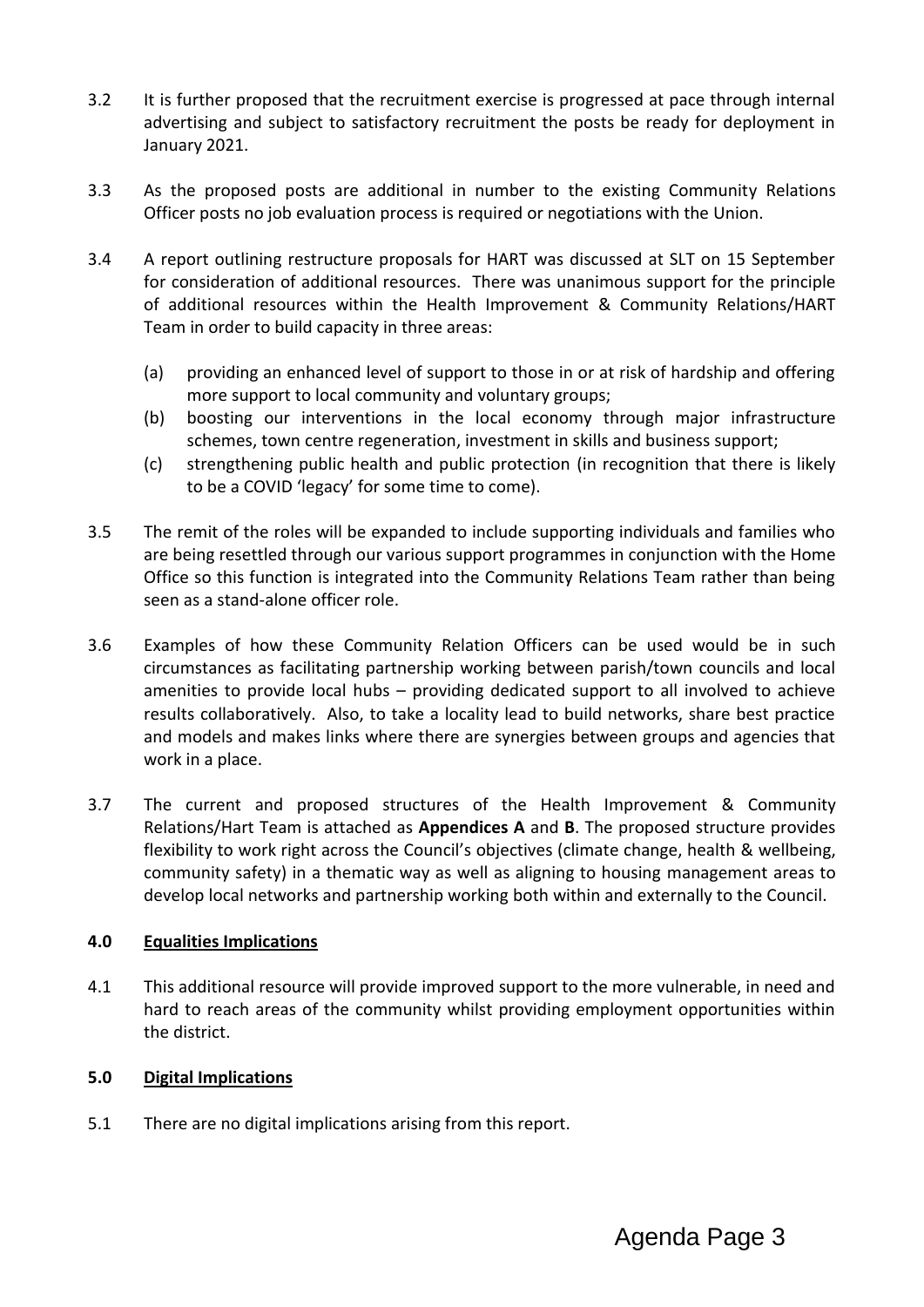3.2 It is further proposed that the recruitment exercise is progressed at pace through internal advertising and subject to satisfactory recruitment the posts be ready for deployment in January 2021.

3.3 As the proposed posts are additional in number to the existing Community Relations Officer posts no job evaluation process is required or negotiations with the Union.

3.4 A report outlining restructure proposals for HART was discussed at SLT on 15 September for consideration of additional resources. There was unanimous support for the principle of additional resources within the Health Improvement & Community Relations/HART Team in order to build capacity in three areas:

(a) providing an enhanced level of support to those in or at risk of hardship and offering more support to local community and voluntary groups;
(b) boosting our interventions in the local economy through major infrastructure schemes, town centre regeneration, investment in skills and business support;
(c) strengthening public health and public protection (in recognition that there is likely to be a COVID 'legacy' for some time to come).

3.5 The remit of the roles will be expanded to include supporting individuals and families who are being resettled through our various support programmes in conjunction with the Home Office so this function is integrated into the Community Relations Team rather than being seen as a stand-alone officer role.

3.6 Examples of how these Community Relation Officers can be used would be in such circumstances as facilitating partnership working between parish/town councils and local amenities to provide local hubs – providing dedicated support to all involved to achieve results collaboratively. Also, to take a locality lead to build networks, share best practice and models and makes links where there are synergies between groups and agencies that work in a place.

3.7 The current and proposed structures of the Health Improvement & Community Relations/Hart Team is attached as **Appendices A** and **B**. The proposed structure provides flexibility to work right across the Council's objectives (climate change, health & wellbeing, community safety) in a thematic way as well as aligning to housing management areas to develop local networks and partnership working both within and externally to the Council.

## 4.0 Equalities Implications

4.1 This additional resource will provide improved support to the more vulnerable, in need and hard to reach areas of the community whilst providing employment opportunities within the district.

## 5.0 Digital Implications

5.1 There are no digital implications arising from this report.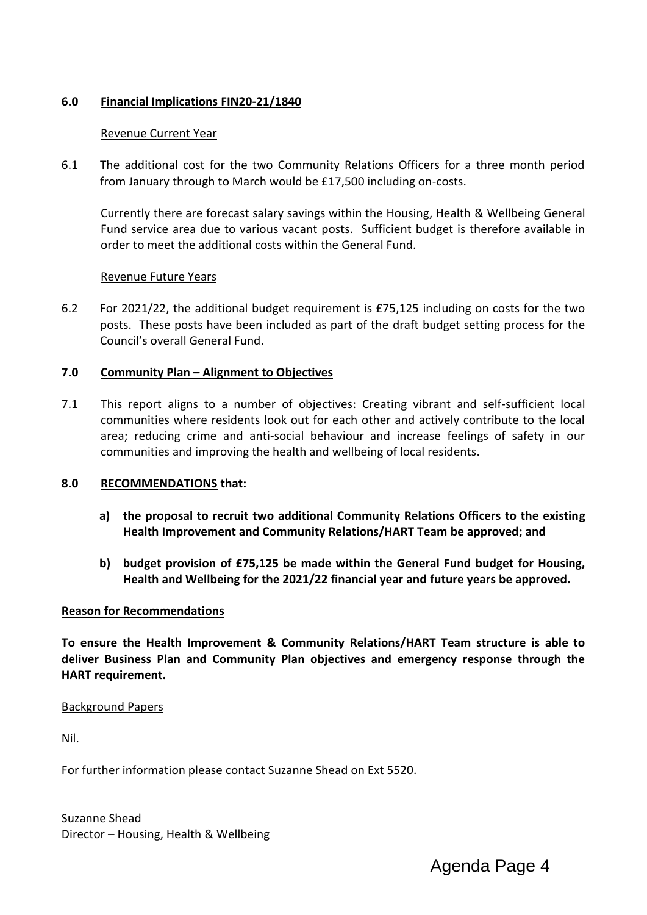## 6.0 Financial Implications FIN20-21/1840

Revenue Current Year

6.1 The additional cost for the two Community Relations Officers for a three month period from January through to March would be £17,500 including on-costs.

Currently there are forecast salary savings within the Housing, Health & Wellbeing General Fund service area due to various vacant posts. Sufficient budget is therefore available in order to meet the additional costs within the General Fund.

Revenue Future Years

6.2 For 2021/22, the additional budget requirement is £75,125 including on costs for the two posts. These posts have been included as part of the draft budget setting process for the Council's overall General Fund.

## 7.0 Community Plan – Alignment to Objectives

7.1 This report aligns to a number of objectives: Creating vibrant and self-sufficient local communities where residents look out for each other and actively contribute to the local area; reducing crime and anti-social behaviour and increase feelings of safety in our communities and improving the health and wellbeing of local residents.

## 8.0 RECOMMENDATIONS that:

**a) the proposal to recruit two additional Community Relations Officers to the existing Health Improvement and Community Relations/HART Team be approved; and**

**b) budget provision of £75,125 be made within the General Fund budget for Housing, Health and Wellbeing for the 2021/22 financial year and future years be approved.**

**Reason for Recommendations**

**To ensure the Health Improvement & Community Relations/HART Team structure is able to deliver Business Plan and Community Plan objectives and emergency response through the HART requirement.**

Background Papers

Nil.

For further information please contact Suzanne Shead on Ext 5520.

Suzanne Shead
Director – Housing, Health & Wellbeing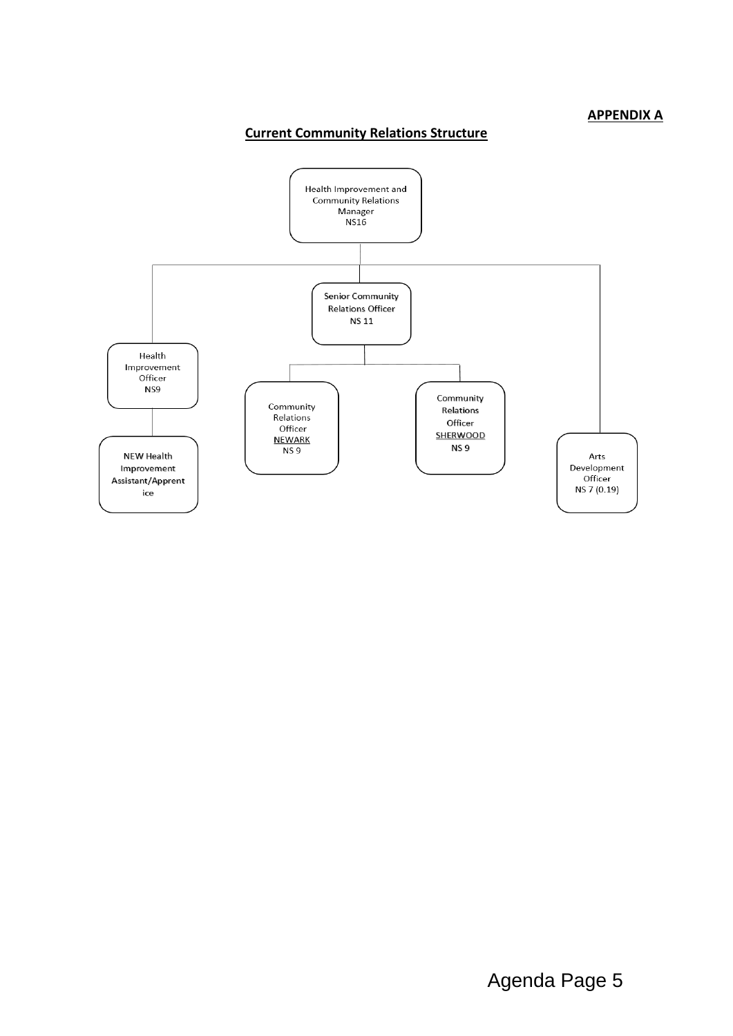**APPENDIX A**

## Current Community Relations Structure

- Health Improvement and Community Relations Manager NS16
  - Health Improvement Officer NS9
    - NEW Health Improvement Assistant/Apprentice
  - Senior Community Relations Officer NS 11
    - Community Relations Officer NEWARK NS 9
    - Community Relations Officer SHERWOOD NS 9
  - Arts Development Officer NS 7 (0.19)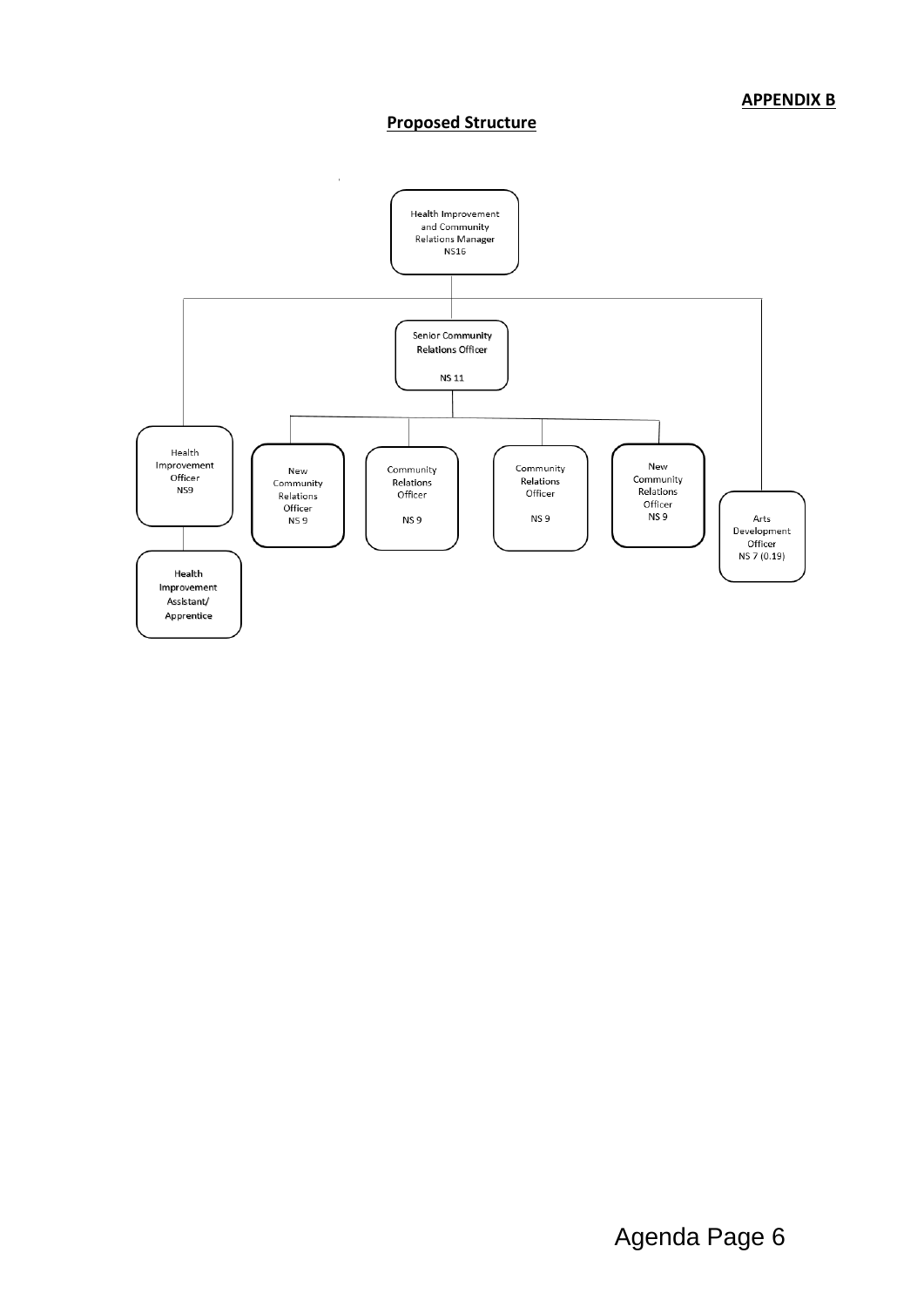**APPENDIX B**

**Proposed Structure**

Health Improvement and Community Relations Manager
NS16

Senior Community Relations Officer
NS 11

Health Improvement Officer
NS9

Health Improvement Assistant/ Apprentice

New Community Relations Officer
NS 9

Community Relations Officer
NS 9

Community Relations Officer
NS 9

New Community Relations Officer
NS 9

Arts Development Officer
NS 7 (0.19)